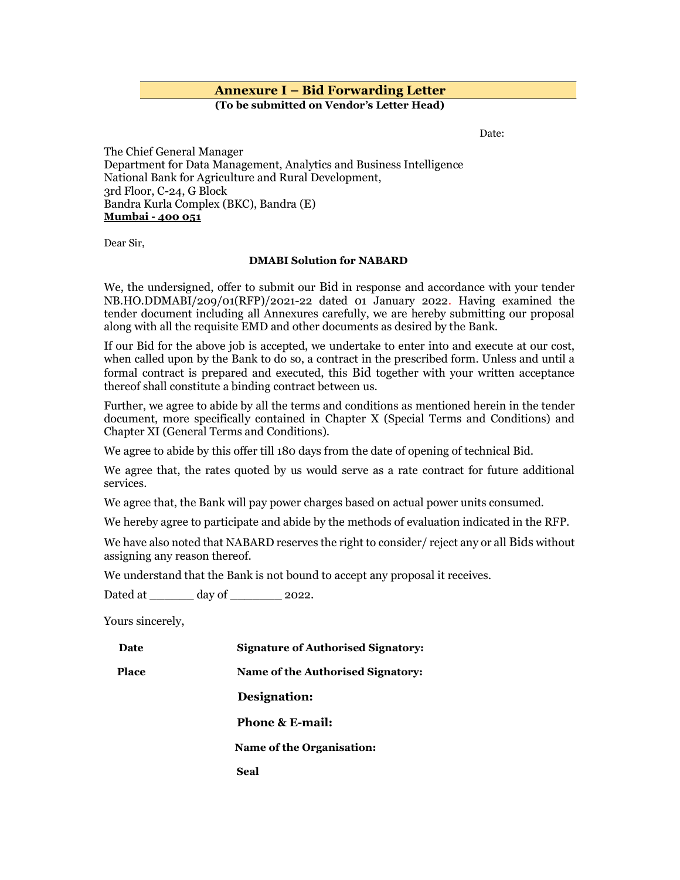## Annexure I – Bid Forwarding Letter

**(To be submitted on Vendor's Letter Head)**

Date:

The Chief General Manager
Department for Data Management, Analytics and Business Intelligence
National Bank for Agriculture and Rural Development,
3rd Floor, C-24, G Block
Bandra Kurla Complex (BKC), Bandra (E)
**Mumbai - 400 051**

Dear Sir,

**DMABI Solution for NABARD**

We, the undersigned, offer to submit our Bid in response and accordance with your tender NB.HO.DDMABI/209/01(RFP)/2021-22 dated 01 January 2022. Having examined the tender document including all Annexures carefully, we are hereby submitting our proposal along with all the requisite EMD and other documents as desired by the Bank.

If our Bid for the above job is accepted, we undertake to enter into and execute at our cost, when called upon by the Bank to do so, a contract in the prescribed form. Unless and until a formal contract is prepared and executed, this Bid together with your written acceptance thereof shall constitute a binding contract between us.

Further, we agree to abide by all the terms and conditions as mentioned herein in the tender document, more specifically contained in Chapter X (Special Terms and Conditions) and Chapter XI (General Terms and Conditions).

We agree to abide by this offer till 180 days from the date of opening of technical Bid.

We agree that, the rates quoted by us would serve as a rate contract for future additional services.

We agree that, the Bank will pay power charges based on actual power units consumed.

We hereby agree to participate and abide by the methods of evaluation indicated in the RFP.

We have also noted that NABARD reserves the right to consider/ reject any or all Bids without assigning any reason thereof.

We understand that the Bank is not bound to accept any proposal it receives.

Dated at ______ day of _______ 2022.

Yours sincerely,

**Date** **Signature of Authorised Signatory:**

**Place** **Name of the Authorised Signatory:**

**Designation:**

**Phone & E-mail:**

**Name of the Organisation:**

**Seal**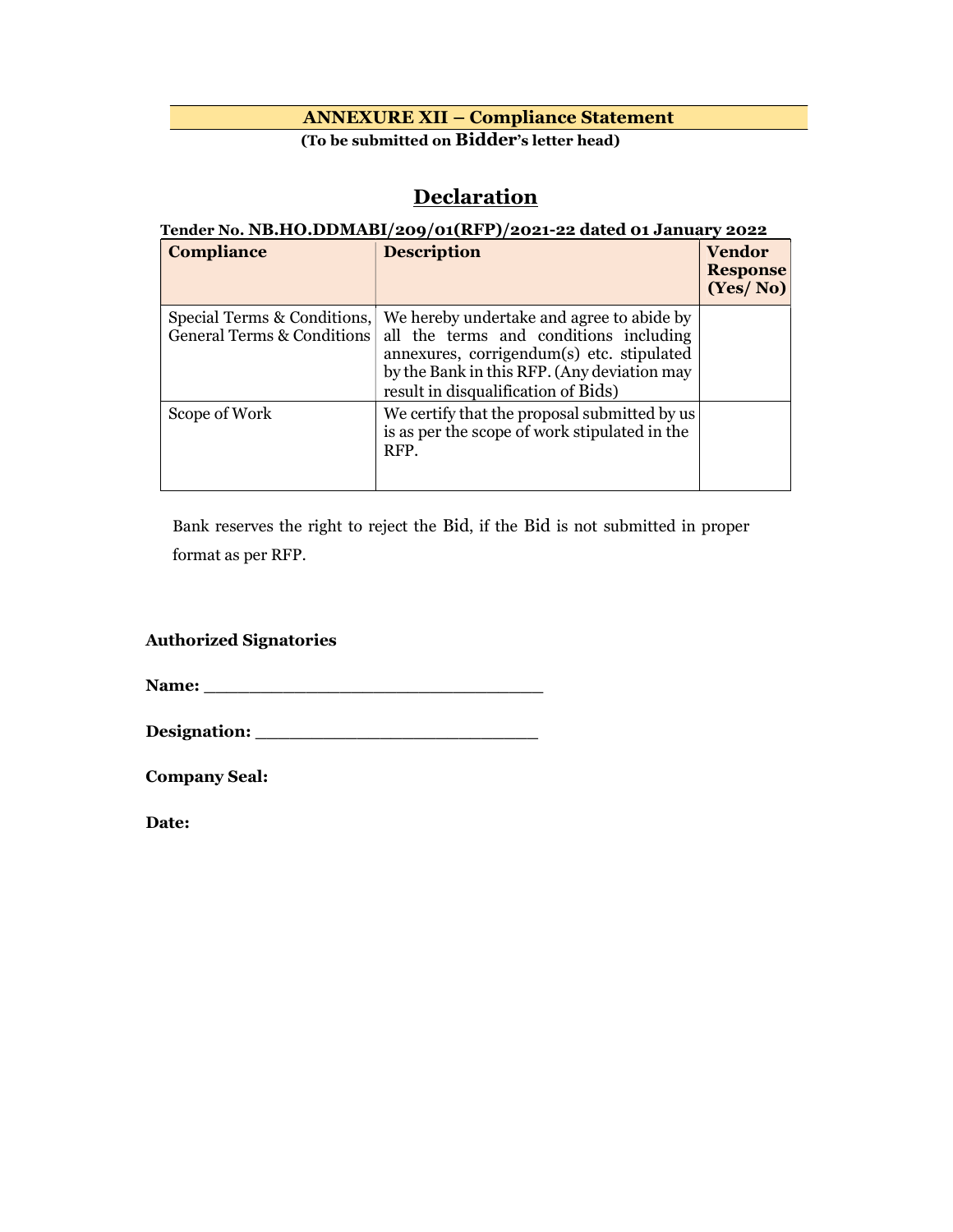## ANNEXURE XII – Compliance Statement

**(To be submitted on Bidder's letter head)**

# Declaration

**Tender No. NB.HO.DDMABI/209/01(RFP)/2021-22 dated 01 January 2022**

| Compliance | Description | Vendor Response (Yes/ No) |
|---|---|---|
| Special Terms & Conditions, General Terms & Conditions | We hereby undertake and agree to abide by all the terms and conditions including annexures, corrigendum(s) etc. stipulated by the Bank in this RFP. (Any deviation may result in disqualification of Bids) | |
| Scope of Work | We certify that the proposal submitted by us is as per the scope of work stipulated in the RFP. | |

Bank reserves the right to reject the Bid, if the Bid is not submitted in proper format as per RFP.

**Authorized Signatories**

**Name:** ________________________________

**Designation:** ___________________________

**Company Seal:**

**Date:**